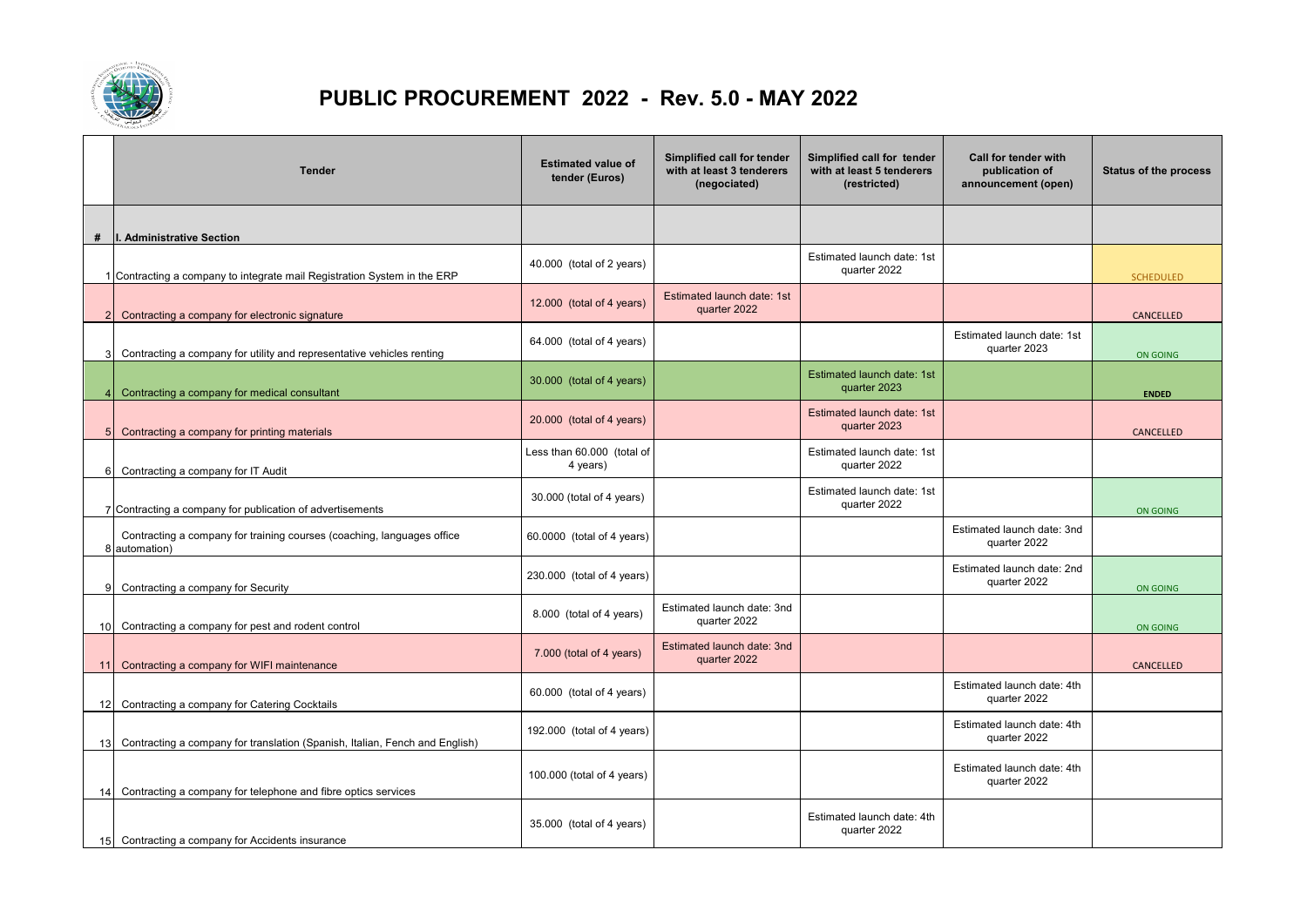# PUBLIC PROCUREMENT 2022 - Rev. 5.0 - MAY 2022

| # | Tender | Estimated value of tender (Euros) | Simplified call for tender with at least 3 tenderers (negociated) | Simplified call for tender with at least 5 tenderers (restricted) | Call for tender with publication of announcement (open) | Status of the process |
|---|---|---|---|---|---|---|
| # | I. Administrative Section | | | | | |
| 1 | Contracting a company to integrate mail Registration System in the ERP | 40.000 (total of 2 years) | | Estimated launch date: 1st quarter 2022 | | SCHEDULED |
| 2 | Contracting a company for electronic signature | 12.000 (total of 4 years) | Estimated launch date: 1st quarter 2022 | | | CANCELLED |
| 3 | Contracting a company for utility and representative vehicles renting | 64.000 (total of 4 years) | | | Estimated launch date: 1st quarter 2023 | ON GOING |
| 4 | Contracting a company for medical consultant | 30.000 (total of 4 years) | | Estimated launch date: 1st quarter 2023 | | **ENDED** |
| 5 | Contracting a company for printing materials | 20.000 (total of 4 years) | | Estimated launch date: 1st quarter 2023 | | CANCELLED |
| 6 | Contracting a company for IT Audit | Less than 60.000 (total of 4 years) | | Estimated launch date: 1st quarter 2022 | | |
| 7 | Contracting a company for publication of advertisements | 30.000 (total of 4 years) | | Estimated launch date: 1st quarter 2022 | | ON GOING |
| 8 | Contracting a company for training courses (coaching, languages office automation) | 60.0000 (total of 4 years) | | | Estimated launch date: 3nd quarter 2022 | |
| 9 | Contracting a company for Security | 230.000 (total of 4 years) | | | Estimated launch date: 2nd quarter 2022 | ON GOING |
| 10 | Contracting a company for pest and rodent control | 8.000 (total of 4 years) | Estimated launch date: 3nd quarter 2022 | | | ON GOING |
| 11 | Contracting a company for WIFI maintenance | 7.000 (total of 4 years) | Estimated launch date: 3nd quarter 2022 | | | CANCELLED |
| 12 | Contracting a company for Catering Cocktails | 60.000 (total of 4 years) | | | Estimated launch date: 4th quarter 2022 | |
| 13 | Contracting a company for translation (Spanish, Italian, Fench and English) | 192.000 (total of 4 years) | | | Estimated launch date: 4th quarter 2022 | |
| 14 | Contracting a company for telephone and fibre optics services | 100.000 (total of 4 years) | | | Estimated launch date: 4th quarter 2022 | |
| 15 | Contracting a company for Accidents insurance | 35.000 (total of 4 years) | | Estimated launch date: 4th quarter 2022 | | |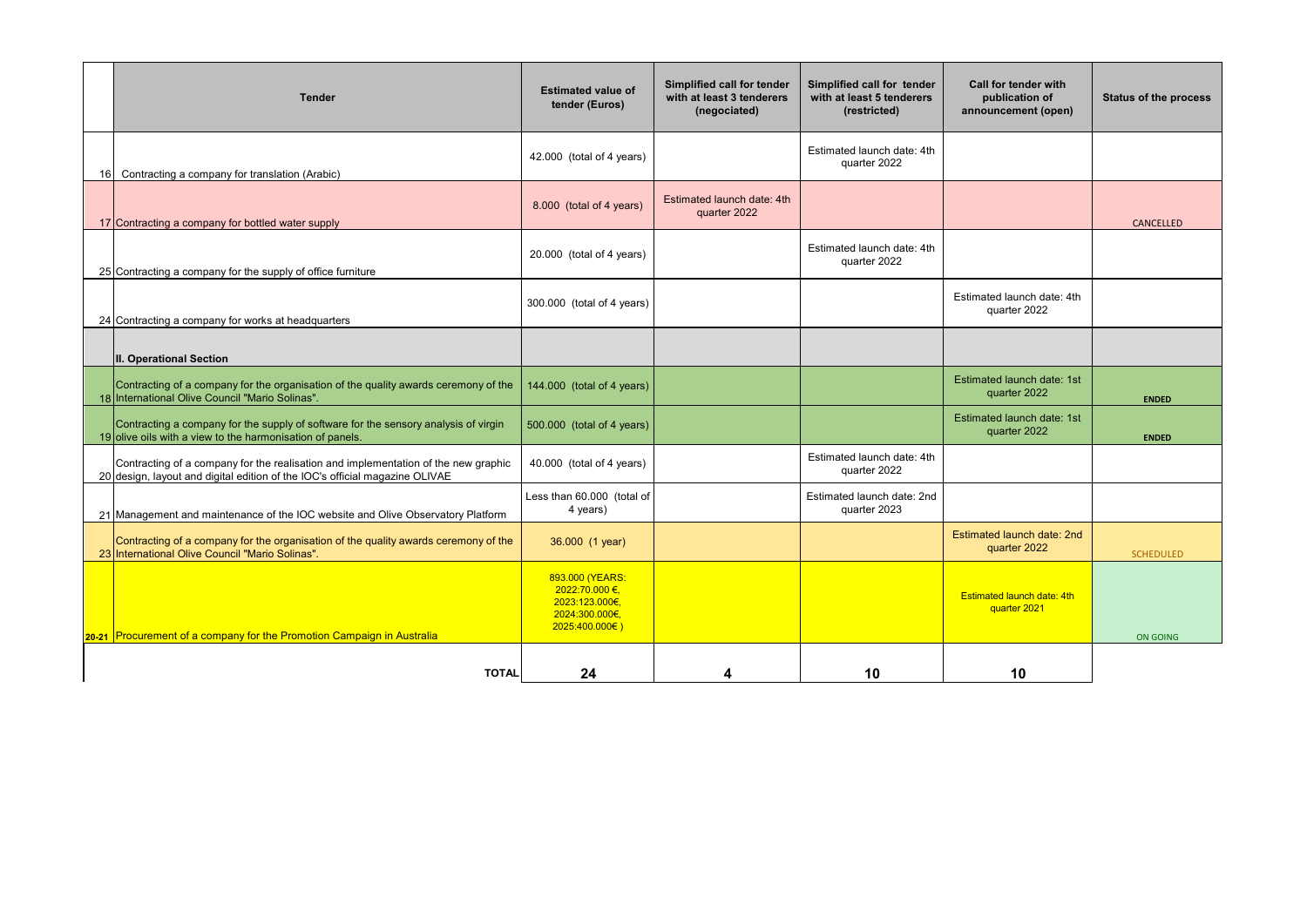| | Tender | Estimated value of tender (Euros) | Simplified call for tender with at least 3 tenderers (negociated) | Simplified call for tender with at least 5 tenderers (restricted) | Call for tender with publication of announcement (open) | Status of the process |
|---|---|---|---|---|---|---|
| 16 | Contracting a company for translation (Arabic) | 42.000 (total of 4 years) | | Estimated launch date: 4th quarter 2022 | | |
| 17 | Contracting a company for bottled water supply | 8.000 (total of 4 years) | Estimated launch date: 4th quarter 2022 | | | CANCELLED |
| 25 | Contracting a company for the supply of office furniture | 20.000 (total of 4 years) | | Estimated launch date: 4th quarter 2022 | | |
| 24 | Contracting a company for works at headquarters | 300.000 (total of 4 years) | | | Estimated launch date: 4th quarter 2022 | |
| | **II. Operational Section** | | | | | |
| 18 | Contracting of a company for the organisation of the quality awards ceremony of the International Olive Council "Mario Solinas". | 144.000 (total of 4 years) | | | Estimated launch date: 1st quarter 2022 | **ENDED** |
| 19 | Contracting a company for the supply of software for the sensory analysis of virgin olive oils with a view to the harmonisation of panels. | 500.000 (total of 4 years) | | | Estimated launch date: 1st quarter 2022 | **ENDED** |
| 20 | Contracting of a company for the realisation and implementation of the new graphic design, layout and digital edition of the IOC's official magazine OLIVAE | 40.000 (total of 4 years) | | Estimated launch date: 4th quarter 2022 | | |
| 21 | Management and maintenance of the IOC website and Olive Observatory Platform | Less than 60.000 (total of 4 years) | | Estimated launch date: 2nd quarter 2023 | | |
| 23 | Contracting of a company for the organisation of the quality awards ceremony of the International Olive Council "Mario Solinas". | 36.000 (1 year) | | | Estimated launch date: 2nd quarter 2022 | SCHEDULED |
| **20-21** | Procurement of a company for the Promotion Campaign in Australia | 893.000 (YEARS: 2022:70.000 €, 2023:123.000€, 2024:300.000€, 2025:400.000€ ) | | | Estimated launch date: 4th quarter 2021 | ON GOING |
| | **TOTAL** | **24** | **4** | **10** | **10** | |